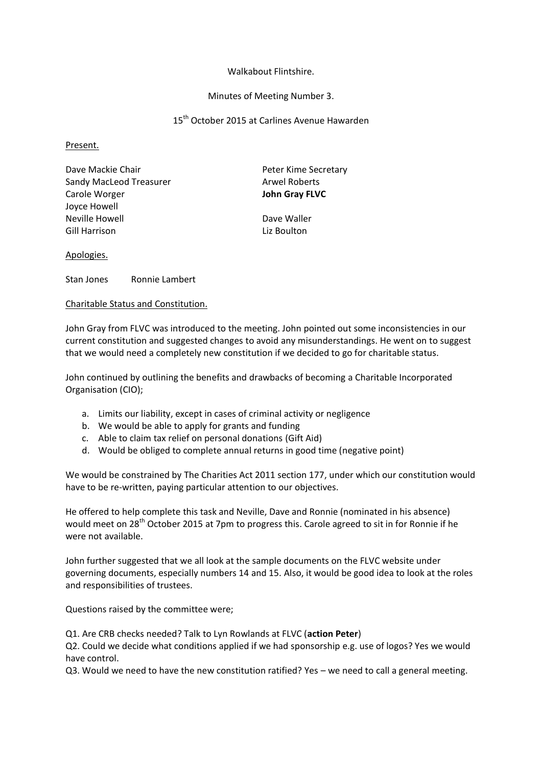Walkabout Flintshire.

Minutes of Meeting Number 3.

15th October 2015 at Carlines Avenue Hawarden

Present.

Dave Mackie Chair
Sandy MacLeod Treasurer
Carole Worger
Joyce Howell
Neville Howell
Gill Harrison
Peter Kime Secretary
Arwel Roberts
**John Gray FLVC**
Dave Waller
Liz Boulton

Apologies.

Stan Jones Ronnie Lambert

Charitable Status and Constitution.

John Gray from FLVC was introduced to the meeting. John pointed out some inconsistencies in our current constitution and suggested changes to avoid any misunderstandings. He went on to suggest that we would need a completely new constitution if we decided to go for charitable status.

John continued by outlining the benefits and drawbacks of becoming a Charitable Incorporated Organisation (CIO);

a. Limits our liability, except in cases of criminal activity or negligence
b. We would be able to apply for grants and funding
c. Able to claim tax relief on personal donations (Gift Aid)
d. Would be obliged to complete annual returns in good time (negative point)

We would be constrained by The Charities Act 2011 section 177, under which our constitution would have to be re-written, paying particular attention to our objectives.

He offered to help complete this task and Neville, Dave and Ronnie (nominated in his absence) would meet on 28th October 2015 at 7pm to progress this. Carole agreed to sit in for Ronnie if he were not available.

John further suggested that we all look at the sample documents on the FLVC website under governing documents, especially numbers 14 and 15. Also, it would be good idea to look at the roles and responsibilities of trustees.

Questions raised by the committee were;

Q1. Are CRB checks needed? Talk to Lyn Rowlands at FLVC (**action Peter**)
Q2. Could we decide what conditions applied if we had sponsorship e.g. use of logos? Yes we would have control.
Q3. Would we need to have the new constitution ratified? Yes – we need to call a general meeting.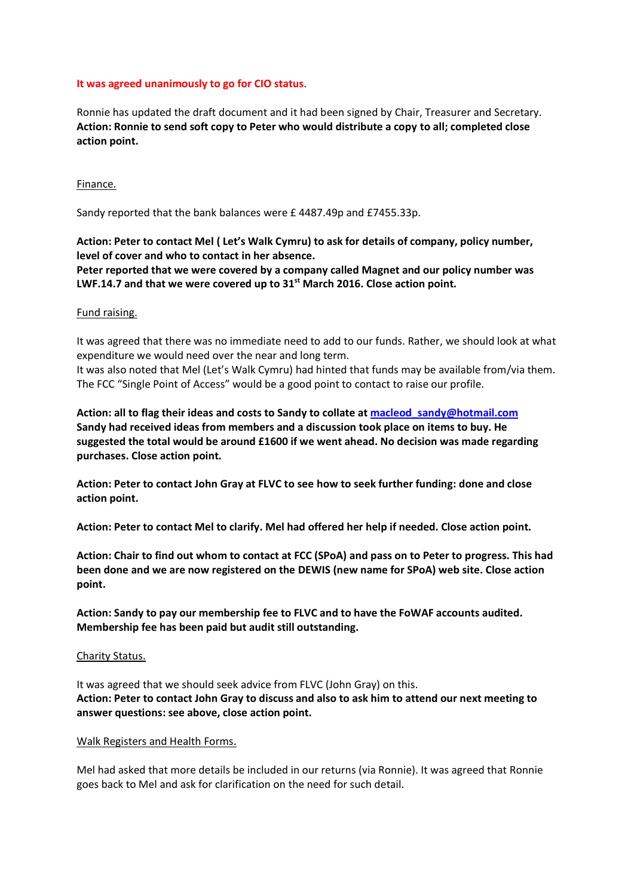**It was agreed unanimously to go for CIO status**.

Ronnie has updated the draft document and it had been signed by Chair, Treasurer and Secretary.
**Action: Ronnie to send soft copy to Peter who would distribute a copy to all; completed close action point.**

Finance.

Sandy reported that the bank balances were £ 4487.49p and £7455.33p.

**Action: Peter to contact Mel ( Let's Walk Cymru) to ask for details of company, policy number, level of cover and who to contact in her absence.**
**Peter reported that we were covered by a company called Magnet and our policy number was LWF.14.7 and that we were covered up to 31st March 2016. Close action point.**

Fund raising.

It was agreed that there was no immediate need to add to our funds. Rather, we should look at what expenditure we would need over the near and long term.
It was also noted that Mel (Let's Walk Cymru) had hinted that funds may be available from/via them.
The FCC "Single Point of Access" would be a good point to contact to raise our profile.

**Action: all to flag their ideas and costs to Sandy to collate at macleod_sandy@hotmail.com**
**Sandy had received ideas from members and a discussion took place on items to buy. He suggested the total would be around £1600 if we went ahead. No decision was made regarding purchases. Close action point.**

**Action: Peter to contact John Gray at FLVC to see how to seek further funding: done and close action point.**

**Action: Peter to contact Mel to clarify. Mel had offered her help if needed. Close action point.**

**Action: Chair to find out whom to contact at FCC (SPoA) and pass on to Peter to progress. This had been done and we are now registered on the DEWIS (new name for SPoA) web site. Close action point.**

**Action: Sandy to pay our membership fee to FLVC and to have the FoWAF accounts audited. Membership fee has been paid but audit still outstanding.**

Charity Status.

It was agreed that we should seek advice from FLVC (John Gray) on this.
**Action: Peter to contact John Gray to discuss and also to ask him to attend our next meeting to answer questions: see above, close action point.**

Walk Registers and Health Forms.

Mel had asked that more details be included in our returns (via Ronnie). It was agreed that Ronnie goes back to Mel and ask for clarification on the need for such detail.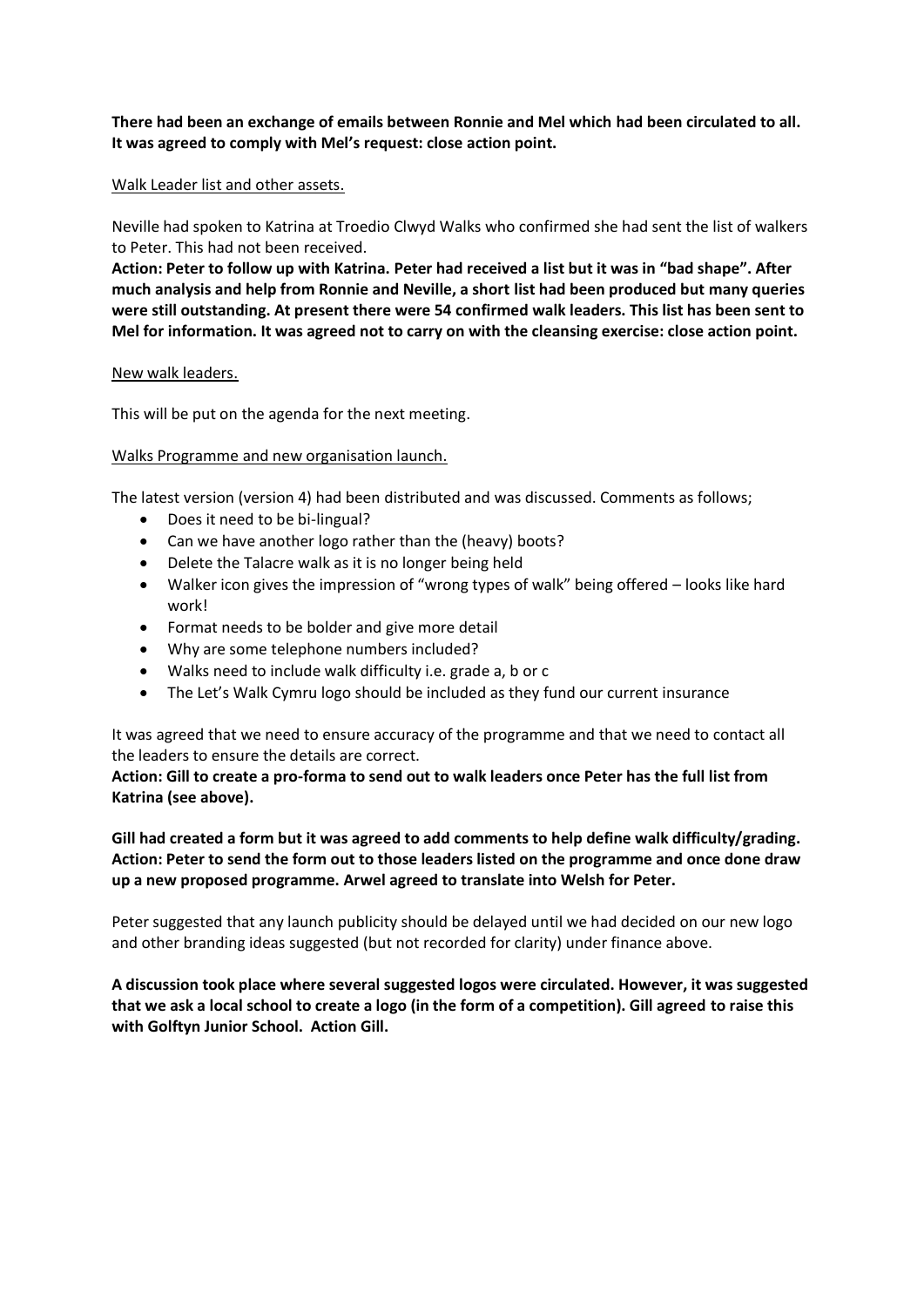**There had been an exchange of emails between Ronnie and Mel which had been circulated to all. It was agreed to comply with Mel's request: close action point.**

<u>Walk Leader list and other assets.</u>

Neville had spoken to Katrina at Troedio Clwyd Walks who confirmed she had sent the list of walkers to Peter. This had not been received.

**Action: Peter to follow up with Katrina. Peter had received a list but it was in "bad shape". After much analysis and help from Ronnie and Neville, a short list had been produced but many queries were still outstanding. At present there were 54 confirmed walk leaders. This list has been sent to Mel for information. It was agreed not to carry on with the cleansing exercise: close action point.**

<u>New walk leaders.</u>

This will be put on the agenda for the next meeting.

<u>Walks Programme and new organisation launch.</u>

The latest version (version 4) had been distributed and was discussed. Comments as follows;

- Does it need to be bi-lingual?
- Can we have another logo rather than the (heavy) boots?
- Delete the Talacre walk as it is no longer being held
- Walker icon gives the impression of "wrong types of walk" being offered – looks like hard work!
- Format needs to be bolder and give more detail
- Why are some telephone numbers included?
- Walks need to include walk difficulty i.e. grade a, b or c
- The Let's Walk Cymru logo should be included as they fund our current insurance

It was agreed that we need to ensure accuracy of the programme and that we need to contact all the leaders to ensure the details are correct.

**Action: Gill to create a pro-forma to send out to walk leaders once Peter has the full list from Katrina (see above).**

**Gill had created a form but it was agreed to add comments to help define walk difficulty/grading. Action: Peter to send the form out to those leaders listed on the programme and once done draw up a new proposed programme. Arwel agreed to translate into Welsh for Peter.**

Peter suggested that any launch publicity should be delayed until we had decided on our new logo and other branding ideas suggested (but not recorded for clarity) under finance above.

**A discussion took place where several suggested logos were circulated. However, it was suggested that we ask a local school to create a logo (in the form of a competition). Gill agreed to raise this with Golftyn Junior School. Action Gill.**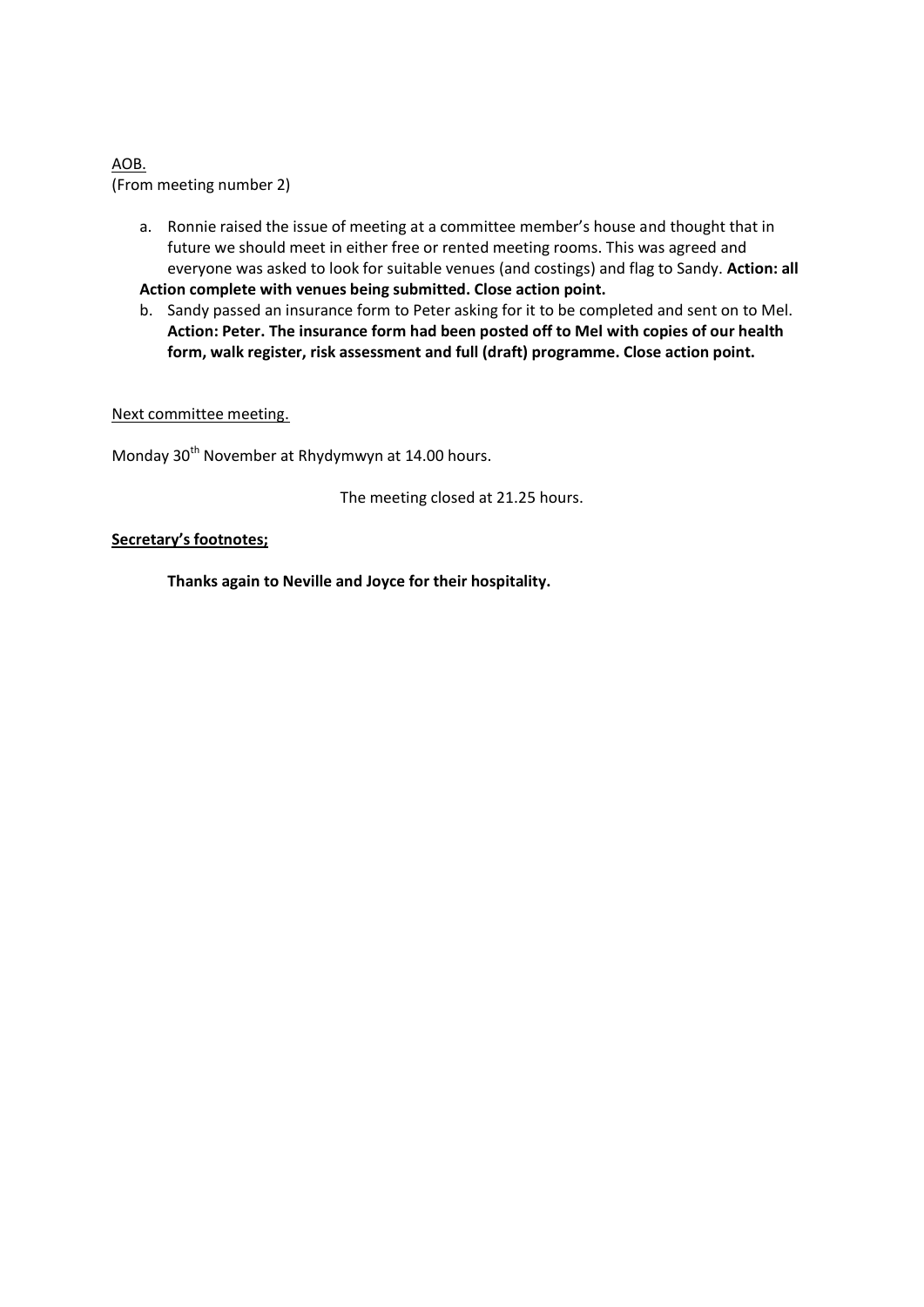AOB.

(From meeting number 2)

a. Ronnie raised the issue of meeting at a committee member's house and thought that in future we should meet in either free or rented meeting rooms. This was agreed and everyone was asked to look for suitable venues (and costings) and flag to Sandy. **Action: all**
**Action complete with venues being submitted. Close action point.**

b. Sandy passed an insurance form to Peter asking for it to be completed and sent on to Mel. **Action: Peter. The insurance form had been posted off to Mel with copies of our health form, walk register, risk assessment and full (draft) programme. Close action point.**

Next committee meeting.

Monday 30th November at Rhydymwyn at 14.00 hours.

The meeting closed at 21.25 hours.

**Secretary's footnotes;**

**Thanks again to Neville and Joyce for their hospitality.**